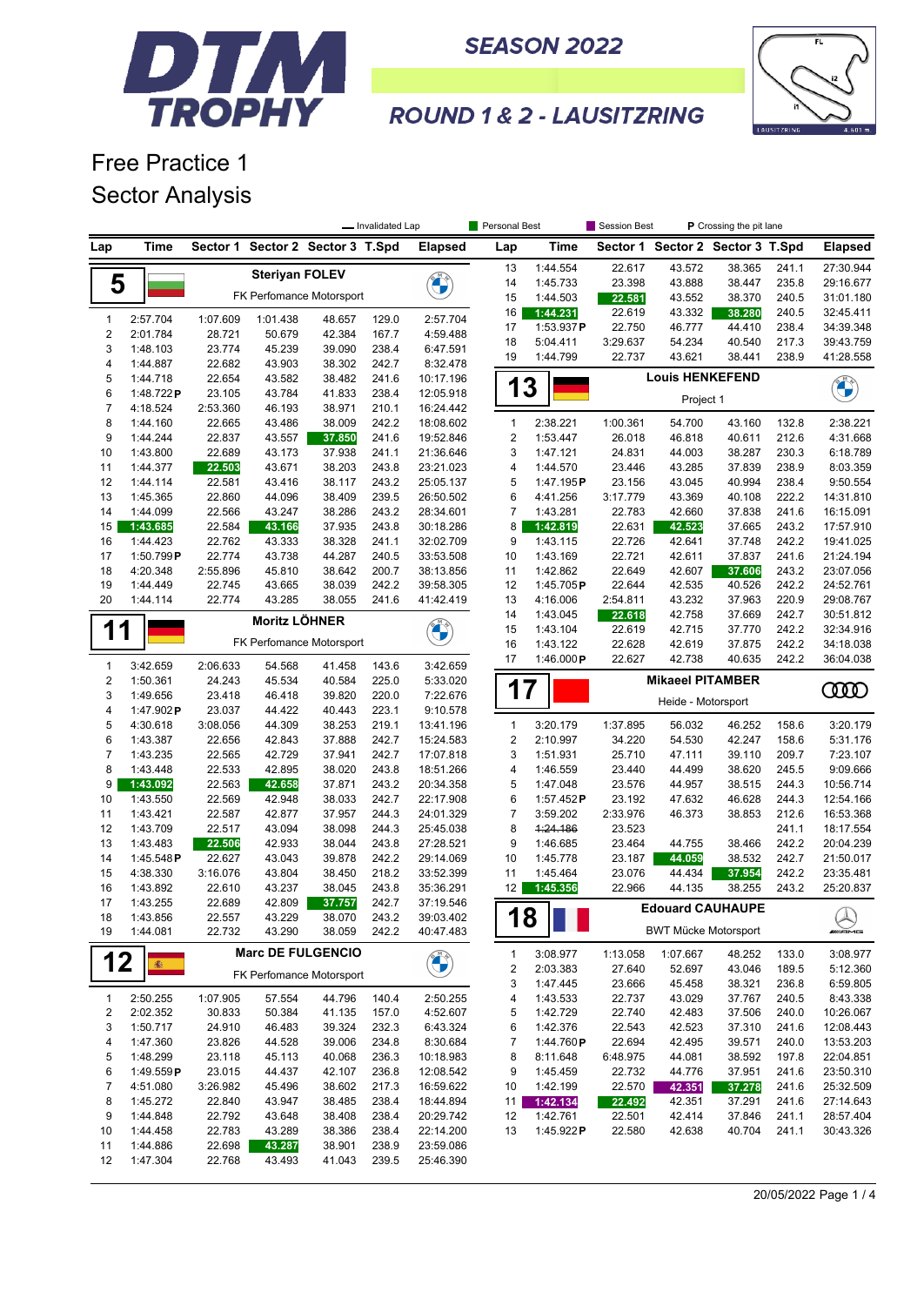# DTM TROPHY

## SEASON 2022

## ROUND 1 & 2 - LAUSITZRING

# Free Practice 1
## Sector Analysis

Legend: Invalidated Lap | Personal Best | Session Best | P Crossing the pit lane

### 5 — Steriyan FOLEV — FK Perfomance Motorsport

| Lap | Time | Sector 1 | Sector 2 | Sector 3 | T.Spd | Elapsed |
|---|---|---|---|---|---|---|
| 1 | 2:57.704 | 1:07.609 | 1:01.438 | 48.657 | 129.0 | 2:57.704 |
| 2 | 2:01.784 | 28.721 | 50.679 | 42.384 | 167.7 | 4:59.488 |
| 3 | 1:48.103 | 23.774 | 45.239 | 39.090 | 238.4 | 6:47.591 |
| 4 | 1:44.887 | 22.682 | 43.903 | 38.302 | 242.7 | 8:32.478 |
| 5 | 1:44.718 | 22.654 | 43.582 | 38.482 | 241.6 | 10:17.196 |
| 6 | 1:48.722 P | 23.105 | 43.784 | 41.833 | 238.4 | 12:05.918 |
| 7 | 4:18.524 | 2:53.360 | 46.193 | 38.971 | 210.1 | 16:24.442 |
| 8 | 1:44.160 | 22.665 | 43.486 | 38.009 | 242.2 | 18:08.602 |
| 9 | 1:44.244 | 22.837 | 43.557 | 37.850 | 241.6 | 19:52.846 |
| 10 | 1:43.800 | 22.689 | 43.173 | 37.938 | 241.1 | 21:36.646 |
| 11 | 1:44.377 | 22.503 | 43.671 | 38.203 | 243.8 | 23:21.023 |
| 12 | 1:44.114 | 22.581 | 43.416 | 38.117 | 243.2 | 25:05.137 |
| 13 | 1:45.365 | 22.860 | 44.096 | 38.409 | 239.5 | 26:50.502 |
| 14 | 1:44.099 | 22.566 | 43.247 | 38.286 | 243.2 | 28:34.601 |
| 15 | 1:43.685 | 22.584 | 43.166 | 37.935 | 243.8 | 30:18.286 |
| 16 | 1:44.423 | 22.762 | 43.333 | 38.328 | 241.1 | 32:02.709 |
| 17 | 1:50.799 P | 22.774 | 43.738 | 44.287 | 240.5 | 33:53.508 |
| 18 | 4:20.348 | 2:55.896 | 45.810 | 38.642 | 200.7 | 38:13.856 |
| 19 | 1:44.449 | 22.745 | 43.665 | 38.039 | 242.2 | 39:58.305 |
| 20 | 1:44.114 | 22.774 | 43.285 | 38.055 | 241.6 | 41:42.419 |

### 11 — Moritz LÖHNER — FK Perfomance Motorsport

| Lap | Time | Sector 1 | Sector 2 | Sector 3 | T.Spd | Elapsed |
|---|---|---|---|---|---|---|
| 1 | 3:42.659 | 2:06.633 | 54.568 | 41.458 | 143.6 | 3:42.659 |
| 2 | 1:50.361 | 24.243 | 45.534 | 40.584 | 225.0 | 5:33.020 |
| 3 | 1:49.656 | 23.418 | 46.418 | 39.820 | 220.0 | 7:22.676 |
| 4 | 1:47.902 P | 23.037 | 44.422 | 40.443 | 223.1 | 9:10.578 |
| 5 | 4:30.618 | 3:08.056 | 44.309 | 38.253 | 219.1 | 13:41.196 |
| 6 | 1:43.387 | 22.656 | 42.843 | 37.888 | 242.7 | 15:24.583 |
| 7 | 1:43.235 | 22.565 | 42.729 | 37.941 | 242.2 | 17:07.818 |
| 8 | 1:43.448 | 22.533 | 42.895 | 38.020 | 243.8 | 18:51.266 |
| 9 | 1:43.092 | 22.563 | 42.658 | 37.871 | 243.2 | 20:34.358 |
| 10 | 1:43.550 | 22.569 | 42.948 | 38.033 | 242.7 | 22:17.908 |
| 11 | 1:43.421 | 22.587 | 42.877 | 37.957 | 244.3 | 24:01.329 |
| 12 | 1:43.709 | 22.517 | 43.094 | 38.098 | 244.3 | 25:45.038 |
| 13 | 1:43.483 | 22.506 | 42.933 | 38.044 | 243.8 | 27:28.521 |
| 14 | 1:45.548 P | 22.627 | 43.043 | 39.878 | 242.2 | 29:14.069 |
| 15 | 4:38.330 | 3:16.076 | 43.804 | 38.450 | 218.2 | 33:52.399 |
| 16 | 1:43.892 | 22.610 | 43.237 | 38.045 | 243.8 | 35:36.291 |
| 17 | 1:43.255 | 22.689 | 42.809 | 37.757 | 242.7 | 37:19.546 |
| 18 | 1:43.856 | 22.557 | 43.229 | 38.070 | 243.2 | 39:03.402 |
| 19 | 1:44.081 | 22.732 | 43.290 | 38.059 | 242.2 | 40:47.483 |

### 12 — Marc DE FULGENCIO — FK Perfomance Motorsport

| Lap | Time | Sector 1 | Sector 2 | Sector 3 | T.Spd | Elapsed |
|---|---|---|---|---|---|---|
| 1 | 2:50.255 | 1:07.905 | 57.554 | 44.796 | 140.4 | 2:50.255 |
| 2 | 2:02.352 | 30.813 | 50.384 | 41.135 | 157.0 | 4:52.607 |
| 3 | 1:50.717 | 24.910 | 46.483 | 39.324 | 232.3 | 6:43.324 |
| 4 | 1:47.360 | 23.826 | 44.528 | 39.006 | 234.8 | 8:30.684 |
| 5 | 1:48.299 | 23.118 | 45.113 | 40.068 | 236.3 | 10:18.983 |
| 6 | 1:49.559 P | 23.015 | 44.437 | 42.107 | 236.8 | 12:08.542 |
| 7 | 4:51.080 | 3:26.982 | 45.496 | 38.602 | 217.3 | 16:59.622 |
| 8 | 1:45.272 | 22.840 | 43.947 | 38.485 | 238.4 | 18:44.894 |
| 9 | 1:44.848 | 22.792 | 43.648 | 38.408 | 238.4 | 20:29.742 |
| 10 | 1:44.458 | 22.783 | 43.289 | 38.386 | 238.4 | 22:14.200 |
| 11 | 1:44.886 | 22.698 | 43.287 | 38.901 | 238.9 | 23:59.086 |
| 12 | 1:47.304 | 22.768 | 43.493 | 41.043 | 239.5 | 25:46.390 |
| 13 | 1:44.554 | 22.617 | 43.572 | 38.365 | 241.1 | 27:30.944 |
| 14 | 1:45.733 | 23.398 | 43.888 | 38.447 | 235.8 | 29:16.677 |
| 15 | 1:44.503 | 22.581 | 43.552 | 38.370 | 240.5 | 31:01.180 |
| 16 | 1:44.231 | 22.619 | 43.332 | 38.280 | 240.5 | 32:45.411 |
| 17 | 1:53.937 P | 22.750 | 46.777 | 44.410 | 238.4 | 34:39.348 |
| 18 | 5:04.411 | 3:29.637 | 54.234 | 40.540 | 217.3 | 39:43.759 |
| 19 | 1:44.799 | 22.737 | 43.621 | 38.441 | 238.9 | 41:28.558 |

### 13 — Louis HENKEFEND — Project 1

| Lap | Time | Sector 1 | Sector 2 | Sector 3 | T.Spd | Elapsed |
|---|---|---|---|---|---|---|
| 1 | 2:38.221 | 1:00.361 | 54.700 | 43.160 | 132.8 | 2:38.221 |
| 2 | 1:53.447 | 26.018 | 46.818 | 40.611 | 212.6 | 4:31.668 |
| 3 | 1:47.121 | 24.831 | 44.003 | 38.287 | 230.3 | 6:18.789 |
| 4 | 1:44.570 | 23.446 | 43.285 | 37.839 | 238.9 | 8:03.359 |
| 5 | 1:47.195 P | 23.156 | 43.045 | 40.994 | 238.4 | 9:50.554 |
| 6 | 4:41.256 | 3:17.779 | 43.369 | 40.108 | 222.2 | 14:31.810 |
| 7 | 1:43.281 | 22.783 | 42.660 | 37.838 | 241.6 | 16:15.091 |
| 8 | 1:42.819 | 22.631 | 42.523 | 37.665 | 243.2 | 17:57.910 |
| 9 | 1:43.115 | 22.726 | 42.641 | 37.748 | 242.2 | 19:41.025 |
| 10 | 1:43.169 | 22.721 | 42.611 | 37.837 | 241.6 | 21:24.194 |
| 11 | 1:42.862 | 22.649 | 42.607 | 37.606 | 243.2 | 23:07.056 |
| 12 | 1:45.705 P | 22.644 | 42.535 | 40.526 | 242.2 | 24:52.761 |
| 13 | 4:16.006 | 2:54.811 | 43.232 | 37.963 | 220.9 | 29:08.767 |
| 14 | 1:43.045 | 22.618 | 42.758 | 37.669 | 242.7 | 30:51.812 |
| 15 | 1:43.104 | 22.619 | 42.715 | 37.770 | 242.2 | 32:34.916 |
| 16 | 1:43.122 | 22.628 | 42.619 | 37.875 | 242.2 | 34:18.038 |
| 17 | 1:46.000 P | 22.627 | 42.738 | 40.635 | 242.2 | 36:04.038 |

### 17 — Mikaeel PITAMBER — Heide - Motorsport

| Lap | Time | Sector 1 | Sector 2 | Sector 3 | T.Spd | Elapsed |
|---|---|---|---|---|---|---|
| 1 | 3:20.179 | 1:37.895 | 56.032 | 46.252 | 158.6 | 3:20.179 |
| 2 | 2:10.997 | 34.220 | 54.530 | 42.247 | 158.6 | 5:31.176 |
| 3 | 1:51.931 | 25.710 | 47.111 | 39.110 | 209.7 | 7:23.107 |
| 4 | 1:46.559 | 23.440 | 44.499 | 38.620 | 245.5 | 9:09.666 |
| 5 | 1:47.048 | 23.576 | 44.957 | 38.515 | 244.3 | 10:56.714 |
| 6 | 1:57.452 P | 23.192 | 47.632 | 46.628 | 244.3 | 12:54.166 |
| 7 | 3:59.202 | 2:33.976 | 46.373 | 38.853 | 212.6 | 16:53.368 |
| 8 | ~~1:24.186~~ | 23.523 | | | 241.1 | 18:17.554 |
| 9 | 1:46.685 | 23.464 | 44.755 | 38.466 | 242.2 | 20:04.239 |
| 10 | 1:45.778 | 23.187 | 44.059 | 38.532 | 242.7 | 21:50.017 |
| 11 | 1:45.464 | 23.076 | 44.434 | 37.954 | 242.2 | 23:35.481 |
| 12 | 1:45.356 | 22.966 | 44.135 | 38.255 | 243.2 | 25:20.837 |

### 18 — Edouard CAUHAUPE — BWT Mücke Motorsport

| Lap | Time | Sector 1 | Sector 2 | Sector 3 | T.Spd | Elapsed |
|---|---|---|---|---|---|---|
| 1 | 3:08.977 | 1:13.058 | 1:07.667 | 48.252 | 133.0 | 3:08.977 |
| 2 | 2:03.383 | 27.640 | 52.697 | 43.046 | 189.5 | 5:12.360 |
| 3 | 1:47.445 | 23.666 | 45.458 | 38.321 | 236.8 | 6:59.805 |
| 4 | 1:43.533 | 22.737 | 43.029 | 37.767 | 240.5 | 8:43.338 |
| 5 | 1:42.729 | 22.740 | 42.483 | 37.506 | 240.0 | 10:26.067 |
| 6 | 1:42.376 | 22.543 | 42.523 | 37.310 | 241.6 | 12:08.443 |
| 7 | 1:44.760 P | 22.694 | 42.495 | 39.571 | 240.0 | 13:53.203 |
| 8 | 8:11.648 | 6:48.975 | 44.081 | 38.592 | 197.8 | 22:04.851 |
| 9 | 1:45.459 | 22.732 | 44.776 | 37.951 | 241.6 | 23:50.310 |
| 10 | 1:42.199 | 22.570 | 42.351 | 37.278 | 241.6 | 25:32.509 |
| 11 | 1:42.134 | 22.492 | 42.351 | 37.291 | 241.6 | 27:14.643 |
| 12 | 1:42.761 | 22.501 | 42.414 | 37.846 | 241.1 | 28:57.404 |
| 13 | 1:45.922 P | 22.580 | 42.638 | 40.704 | 241.1 | 30:43.326 |

20/05/2022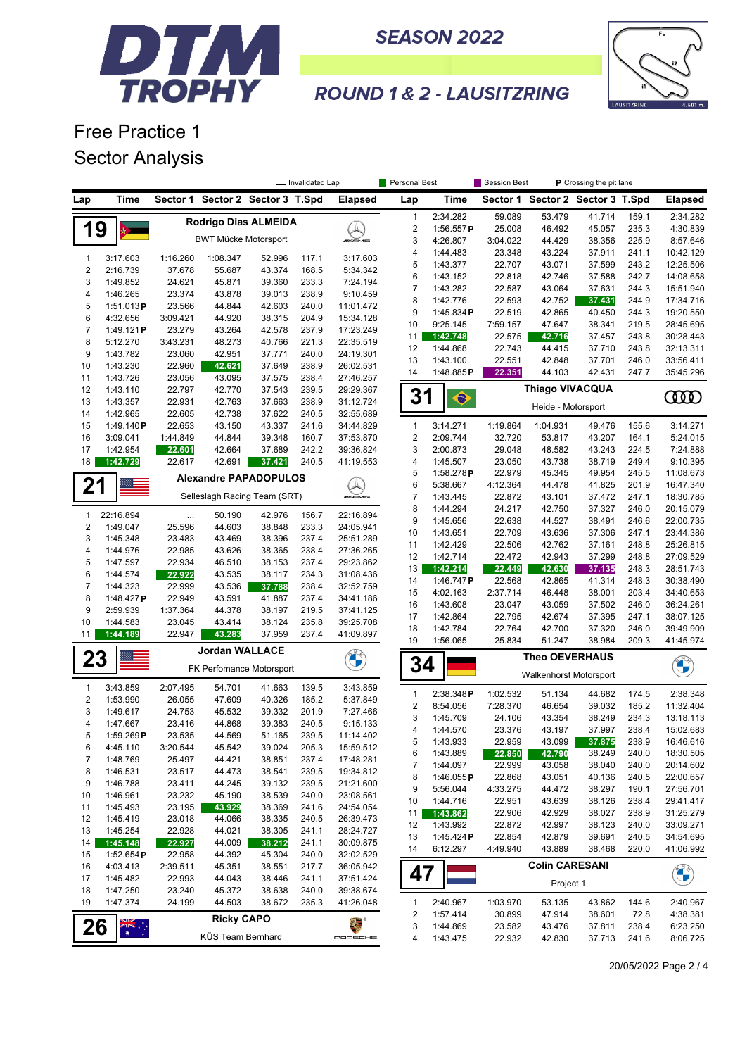# DTM TROPHY

## SEASON 2022

## ROUND 1 & 2 - LAUSITZRING

# Free Practice 1

## Sector Analysis

— Invalidated Lap | Personal Best | Session Best | **P** Crossing the pit lane

### 19 Rodrigo Dias ALMEIDA — BWT Mücke Motorsport

| Lap | Time | Sector 1 | Sector 2 | Sector 3 | T.Spd | Elapsed |
|---|---|---|---|---|---|---|
| 1 | 3:17.603 | 1:16.260 | 1:08.347 | 52.996 | 117.1 | 3:17.603 |
| 2 | 2:16.739 | 37.678 | 55.687 | 43.374 | 168.5 | 5:34.342 |
| 3 | 1:49.852 | 24.621 | 45.871 | 39.360 | 233.3 | 7:24.194 |
| 4 | 1:46.265 | 23.374 | 43.878 | 39.013 | 238.9 | 9:10.459 |
| 5 | 1:51.013 P | 23.566 | 44.844 | 42.603 | 240.0 | 11:01.472 |
| 6 | 4:32.656 | 3:09.421 | 44.920 | 38.315 | 204.9 | 15:34.128 |
| 7 | 1:49.121 P | 23.279 | 43.264 | 42.578 | 237.9 | 17:23.249 |
| 8 | 5:12.270 | 3:43.231 | 48.273 | 40.766 | 221.3 | 22:35.519 |
| 9 | 1:43.782 | 23.060 | 42.951 | 37.771 | 240.0 | 24:19.301 |
| 10 | 1:43.230 | 22.960 | 42.621 | 37.649 | 238.9 | 26:02.531 |
| 11 | 1:43.726 | 23.056 | 43.095 | 37.575 | 238.4 | 27:46.257 |
| 12 | 1:43.110 | 22.797 | 42.770 | 37.543 | 239.5 | 29:29.367 |
| 13 | 1:43.357 | 22.931 | 42.763 | 37.663 | 238.9 | 31:12.724 |
| 14 | 1:42.965 | 22.605 | 42.738 | 37.622 | 240.5 | 32:55.689 |
| 15 | 1:49.140 P | 22.653 | 43.150 | 43.337 | 241.6 | 34:44.829 |
| 16 | 3:09.041 | 1:44.849 | 44.844 | 39.348 | 160.7 | 37:53.870 |
| 17 | 1:42.954 | 22.601 | 42.664 | 37.689 | 242.2 | 39:36.824 |
| 18 | 1:42.729 | 22.617 | 42.691 | 37.421 | 240.5 | 41:19.553 |

### 21 Alexandre PAPADOPULOS — Selleslagh Racing Team (SRT)

| Lap | Time | Sector 1 | Sector 2 | Sector 3 | T.Spd | Elapsed |
|---|---|---|---|---|---|---|
| 1 | 22:16.894 | ... | 50.190 | 42.976 | 156.7 | 22:16.894 |
| 2 | 1:49.047 | 25.596 | 44.603 | 38.848 | 233.3 | 24:05.941 |
| 3 | 1:45.348 | 23.483 | 43.469 | 38.396 | 237.4 | 25:51.289 |
| 4 | 1:44.976 | 22.985 | 43.626 | 38.365 | 238.4 | 27:36.265 |
| 5 | 1:47.597 | 22.934 | 46.510 | 38.153 | 237.4 | 29:23.862 |
| 6 | 1:44.574 | 22.922 | 43.535 | 38.117 | 234.3 | 31:08.436 |
| 7 | 1:44.323 | 22.999 | 43.536 | 37.788 | 238.4 | 32:52.759 |
| 8 | 1:48.427 P | 22.949 | 43.591 | 41.887 | 237.4 | 34:41.186 |
| 9 | 2:59.939 | 1:37.364 | 44.378 | 38.197 | 219.5 | 37:41.125 |
| 10 | 1:44.583 | 23.045 | 43.414 | 38.124 | 235.8 | 39:25.708 |
| 11 | 1:44.189 | 22.947 | 43.283 | 37.959 | 237.4 | 41:09.897 |

### 23 Jordan WALLACE — FK Perfomance Motorsport

| Lap | Time | Sector 1 | Sector 2 | Sector 3 | T.Spd | Elapsed |
|---|---|---|---|---|---|---|
| 1 | 3:43.859 | 2:07.495 | 54.701 | 41.663 | 139.5 | 3:43.859 |
| 2 | 1:53.990 | 26.055 | 47.609 | 40.326 | 185.2 | 5:37.849 |
| 3 | 1:49.617 | 24.753 | 45.532 | 39.332 | 201.9 | 7:27.466 |
| 4 | 1:47.667 | 23.416 | 44.868 | 39.383 | 240.5 | 9:15.133 |
| 5 | 1:59.269 P | 23.535 | 44.569 | 51.165 | 239.5 | 11:14.402 |
| 6 | 4:45.110 | 3:20.544 | 45.542 | 39.024 | 205.3 | 15:59.512 |
| 7 | 1:48.769 | 25.497 | 44.421 | 38.851 | 237.4 | 17:48.281 |
| 8 | 1:46.531 | 23.517 | 44.473 | 38.541 | 239.5 | 19:34.812 |
| 9 | 1:46.788 | 23.411 | 44.245 | 39.132 | 239.5 | 21:21.600 |
| 10 | 1:46.961 | 23.232 | 45.190 | 38.539 | 240.0 | 23:08.561 |
| 11 | 1:45.493 | 23.195 | 43.929 | 38.369 | 241.6 | 24:54.054 |
| 12 | 1:45.419 | 23.018 | 44.066 | 38.335 | 240.5 | 26:39.473 |
| 13 | 1:45.254 | 22.928 | 44.021 | 38.305 | 241.1 | 28:24.727 |
| 14 | 1:45.148 | 22.927 | 44.009 | 38.212 | 241.1 | 30:09.875 |
| 15 | 1:52.654 P | 22.958 | 44.392 | 45.304 | 240.0 | 32:02.529 |
| 16 | 4:03.413 | 2:39.511 | 45.351 | 38.551 | 217.7 | 36:05.942 |
| 17 | 1:45.482 | 22.993 | 44.043 | 38.446 | 241.1 | 37:51.424 |
| 18 | 1:47.250 | 23.240 | 45.372 | 38.638 | 240.0 | 39:38.674 |
| 19 | 1:47.374 | 24.199 | 44.503 | 38.672 | 235.3 | 41:26.048 |

### 26 Ricky CAPO — KÜS Team Bernhard

| Lap | Time | Sector 1 | Sector 2 | Sector 3 | T.Spd | Elapsed |
|---|---|---|---|---|---|---|
| 1 | 2:34.282 | 59.089 | 53.479 | 41.714 | 159.1 | 2:34.282 |
| 2 | 1:56.557 P | 25.008 | 46.492 | 45.057 | 235.3 | 4:30.839 |
| 3 | 4:26.807 | 3:04.022 | 44.429 | 38.356 | 225.9 | 8:57.646 |
| 4 | 1:44.483 | 23.348 | 43.224 | 37.911 | 241.1 | 10:42.129 |
| 5 | 1:43.377 | 22.707 | 43.071 | 37.599 | 243.2 | 12:25.506 |
| 6 | 1:43.152 | 22.818 | 42.746 | 37.588 | 242.7 | 14:08.658 |
| 7 | 1:43.282 | 22.587 | 43.064 | 37.631 | 244.3 | 15:51.940 |
| 8 | 1:42.776 | 22.593 | 42.752 | 37.431 | 244.9 | 17:34.716 |
| 9 | 1:45.834 P | 22.519 | 42.865 | 40.450 | 244.3 | 19:20.550 |
| 10 | 9:25.145 | 7:59.157 | 47.647 | 38.341 | 219.5 | 28:45.695 |
| 11 | 1:42.748 | 22.575 | 42.716 | 37.457 | 243.8 | 30:28.443 |
| 12 | 1:44.868 | 22.743 | 44.415 | 37.710 | 243.8 | 32:13.311 |
| 13 | 1:43.100 | 22.551 | 42.848 | 37.701 | 246.0 | 33:56.411 |
| 14 | 1:48.885 P | 22.351 | 44.103 | 42.431 | 247.7 | 35:45.296 |

### 31 Thiago VIVACQUA — Heide - Motorsport

| Lap | Time | Sector 1 | Sector 2 | Sector 3 | T.Spd | Elapsed |
|---|---|---|---|---|---|---|
| 1 | 3:14.271 | 1:19.864 | 1:04.931 | 49.476 | 155.6 | 3:14.271 |
| 2 | 2:09.744 | 32.720 | 53.817 | 43.207 | 164.1 | 5:24.015 |
| 3 | 2:00.873 | 29.048 | 48.582 | 43.243 | 224.5 | 7:24.888 |
| 4 | 1:45.507 | 23.050 | 43.738 | 38.719 | 249.4 | 9:10.395 |
| 5 | 1:58.278 P | 22.979 | 45.345 | 49.954 | 245.5 | 11:08.673 |
| 6 | 5:38.667 | 4:12.364 | 44.478 | 41.825 | 201.9 | 16:47.340 |
| 7 | 1:43.445 | 22.872 | 43.101 | 37.472 | 247.1 | 18:30.785 |
| 8 | 1:44.294 | 24.217 | 42.750 | 37.327 | 246.0 | 20:15.079 |
| 9 | 1:45.656 | 22.638 | 44.527 | 38.491 | 246.6 | 22:00.735 |
| 10 | 1:43.651 | 22.709 | 43.636 | 37.306 | 247.1 | 23:44.386 |
| 11 | 1:42.429 | 22.506 | 42.762 | 37.161 | 248.8 | 25:26.815 |
| 12 | 1:42.714 | 22.472 | 42.943 | 37.299 | 248.2 | 27:09.529 |
| 13 | 1:42.214 | 22.449 | 42.630 | 37.135 | 248.3 | 28:51.743 |
| 14 | 1:46.747 P | 22.568 | 42.865 | 41.314 | 248.3 | 30:38.490 |
| 15 | 4:02.163 | 2:37.714 | 46.448 | 38.001 | 203.4 | 34:40.653 |
| 16 | 1:43.608 | 23.047 | 43.059 | 37.502 | 246.0 | 36:24.261 |
| 17 | 1:42.864 | 22.795 | 42.674 | 37.395 | 247.1 | 38:07.125 |
| 18 | 1:42.784 | 22.764 | 42.700 | 37.320 | 246.0 | 39:49.909 |
| 19 | 1:56.065 | 25.834 | 51.247 | 38.984 | 209.3 | 41:45.974 |

### 34 Theo OEVERHAUS — Walkenhorst Motorsport

| Lap | Time | Sector 1 | Sector 2 | Sector 3 | T.Spd | Elapsed |
|---|---|---|---|---|---|---|
| 1 | 2:38.348 P | 1:02.532 | 51.134 | 44.682 | 174.5 | 2:38.348 |
| 2 | 8:54.056 | 7:28.370 | 46.654 | 39.032 | 185.2 | 11:32.404 |
| 3 | 1:45.709 | 24.106 | 43.354 | 38.249 | 234.3 | 13:18.113 |
| 4 | 1:44.570 | 23.376 | 43.197 | 37.997 | 238.4 | 15:02.683 |
| 5 | 1:43.933 | 22.959 | 43.099 | 37.875 | 238.9 | 16:46.616 |
| 6 | 1:43.889 | 22.850 | 42.790 | 38.249 | 240.0 | 18:30.505 |
| 7 | 1:44.097 | 22.999 | 43.058 | 38.040 | 240.0 | 20:14.602 |
| 8 | 1:46.055 P | 22.868 | 43.051 | 40.136 | 240.5 | 22:00.657 |
| 9 | 5:56.044 | 4:33.275 | 44.472 | 38.297 | 190.1 | 27:56.701 |
| 10 | 1:44.716 | 22.951 | 43.639 | 38.126 | 238.4 | 29:41.417 |
| 11 | 1:43.862 | 22.906 | 42.929 | 38.027 | 238.9 | 31:25.279 |
| 12 | 1:43.992 | 22.872 | 42.997 | 38.123 | 240.0 | 33:09.271 |
| 13 | 1:45.424 P | 22.854 | 42.879 | 39.691 | 240.5 | 34:54.695 |
| 14 | 6:12.297 | 4:49.940 | 43.889 | 38.468 | 220.0 | 41:06.992 |

### 47 Colin CARESANI — Project 1

| Lap | Time | Sector 1 | Sector 2 | Sector 3 | T.Spd | Elapsed |
|---|---|---|---|---|---|---|
| 1 | 2:40.967 | 1:03.970 | 53.135 | 43.862 | 144.6 | 2:40.967 |
| 2 | 1:57.414 | 30.899 | 47.914 | 38.601 | 72.8 | 4:38.381 |
| 3 | 1:44.869 | 23.582 | 43.476 | 37.811 | 238.4 | 6:23.250 |
| 4 | 1:43.475 | 22.932 | 42.830 | 37.713 | 241.6 | 8:06.725 |

20/05/2022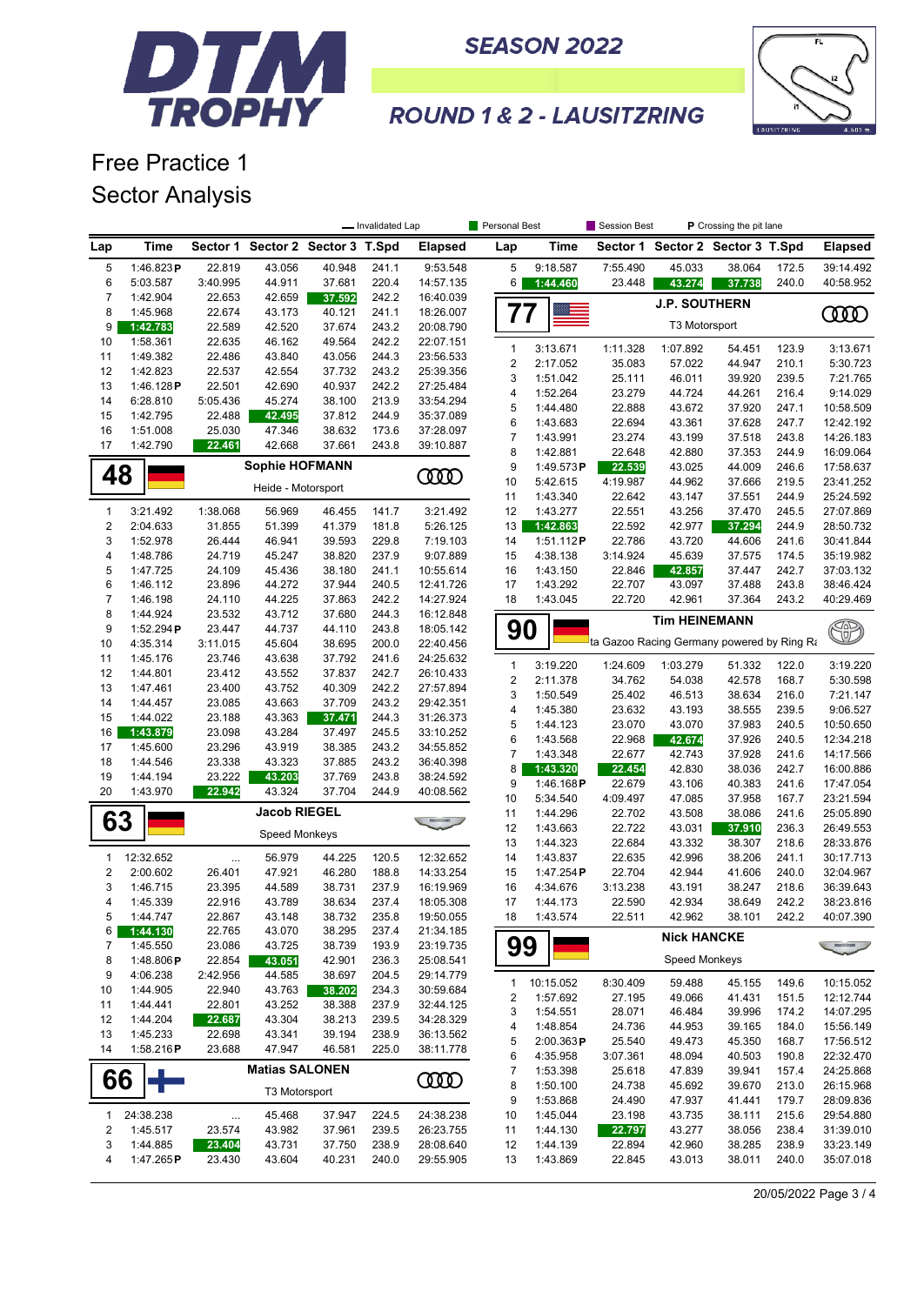# DTM TROPHY

SEASON 2022

ROUND 1 & 2 - LAUSITZRING

## Free Practice 1
## Sector Analysis

Legend: Invalidated Lap | Personal Best | Session Best | P Crossing the pit lane

### (continued from previous page)

| Lap | Time | Sector 1 | Sector 2 | Sector 3 | T.Spd | Elapsed |
|---|---|---|---|---|---|---|
| 5 | 1:46.823 P | 22.819 | 43.056 | 40.948 | 241.1 | 9:53.548 |
| 6 | 5:03.587 | 3:40.995 | 44.911 | 37.681 | 220.4 | 14:57.135 |
| 7 | 1:42.904 | 22.653 | 42.659 | 37.592 | 242.2 | 16:40.039 |
| 8 | 1:45.968 | 22.674 | 43.173 | 40.121 | 241.1 | 18:26.007 |
| 9 | 1:42.783 | 22.589 | 42.520 | 37.674 | 243.2 | 20:08.790 |
| 10 | 1:58.361 | 22.635 | 46.162 | 49.564 | 242.2 | 22:07.151 |
| 11 | 1:49.382 | 22.486 | 43.840 | 43.056 | 244.3 | 23:56.533 |
| 12 | 1:42.823 | 22.537 | 42.554 | 37.732 | 243.2 | 25:39.356 |
| 13 | 1:46.128 P | 22.501 | 42.690 | 40.937 | 242.2 | 27:25.484 |
| 14 | 6:28.810 | 5:05.436 | 45.274 | 38.100 | 213.9 | 33:54.294 |
| 15 | 1:42.795 | 22.488 | 42.495 | 37.812 | 244.9 | 35:37.089 |
| 16 | 1:51.008 | 25.030 | 47.346 | 38.632 | 173.6 | 37:28.097 |
| 17 | 1:42.790 | 22.461 | 42.668 | 37.661 | 243.8 | 39:10.887 |

### 48 — Sophie HOFMANN — Heide - Motorsport

| Lap | Time | Sector 1 | Sector 2 | Sector 3 | T.Spd | Elapsed |
|---|---|---|---|---|---|---|
| 1 | 3:21.492 | 1:38.068 | 56.969 | 46.455 | 141.7 | 3:21.492 |
| 2 | 2:04.633 | 31.855 | 51.399 | 41.379 | 181.8 | 5:26.125 |
| 3 | 1:52.978 | 26.444 | 46.941 | 39.593 | 229.8 | 7:19.103 |
| 4 | 1:48.786 | 24.719 | 45.247 | 38.820 | 237.9 | 9:07.889 |
| 5 | 1:47.725 | 24.109 | 45.436 | 38.180 | 241.1 | 10:55.614 |
| 6 | 1:46.112 | 23.896 | 44.272 | 37.944 | 240.5 | 12:41.726 |
| 7 | 1:46.198 | 24.110 | 44.225 | 37.863 | 242.2 | 14:27.924 |
| 8 | 1:44.924 | 23.532 | 43.712 | 37.680 | 244.3 | 16:12.848 |
| 9 | 1:52.294 P | 23.447 | 44.737 | 44.110 | 243.8 | 18:05.142 |
| 10 | 4:35.314 | 3:11.015 | 45.604 | 38.695 | 200.0 | 22:40.456 |
| 11 | 1:45.176 | 23.746 | 43.638 | 37.792 | 241.6 | 24:25.632 |
| 12 | 1:44.801 | 23.412 | 43.552 | 37.837 | 242.7 | 26:10.433 |
| 13 | 1:47.461 | 23.400 | 43.752 | 40.309 | 242.2 | 27:57.894 |
| 14 | 1:44.457 | 23.085 | 43.663 | 37.709 | 243.2 | 29:42.351 |
| 15 | 1:44.022 | 23.188 | 43.363 | 37.471 | 244.3 | 31:26.373 |
| 16 | 1:43.879 | 23.098 | 43.284 | 37.497 | 245.5 | 33:10.252 |
| 17 | 1:45.600 | 23.296 | 43.919 | 38.385 | 243.2 | 34:55.852 |
| 18 | 1:44.546 | 23.338 | 43.323 | 37.885 | 243.2 | 36:40.398 |
| 19 | 1:44.194 | 23.222 | 43.203 | 37.769 | 243.8 | 38:24.592 |
| 20 | 1:43.970 | 22.942 | 43.324 | 37.704 | 244.9 | 40:08.562 |

### 63 — Jacob RIEGEL — Speed Monkeys

| Lap | Time | Sector 1 | Sector 2 | Sector 3 | T.Spd | Elapsed |
|---|---|---|---|---|---|---|
| 1 | 12:32.652 | ... | 56.979 | 44.225 | 120.5 | 12:32.652 |
| 2 | 2:00.602 | 26.401 | 47.921 | 46.280 | 188.8 | 14:33.254 |
| 3 | 1:46.715 | 23.395 | 44.589 | 38.731 | 237.9 | 16:19.969 |
| 4 | 1:45.339 | 22.916 | 43.789 | 38.634 | 237.4 | 18:05.308 |
| 5 | 1:44.747 | 22.867 | 43.148 | 38.732 | 235.8 | 19:50.055 |
| 6 | 1:44.130 | 22.765 | 43.070 | 38.295 | 237.4 | 21:34.185 |
| 7 | 1:45.550 | 23.086 | 43.725 | 38.739 | 193.9 | 23:19.735 |
| 8 | 1:48.806 P | 22.854 | 43.051 | 42.901 | 236.3 | 25:08.541 |
| 9 | 4:06.238 | 2:42.956 | 44.585 | 38.697 | 204.5 | 29:14.779 |
| 10 | 1:44.905 | 22.940 | 43.763 | 38.202 | 234.3 | 30:59.684 |
| 11 | 1:44.441 | 22.801 | 43.252 | 38.388 | 237.9 | 32:44.125 |
| 12 | 1:44.204 | 22.687 | 43.304 | 38.213 | 239.5 | 34:28.329 |
| 13 | 1:45.233 | 22.698 | 43.341 | 39.194 | 238.9 | 36:13.562 |
| 14 | 1:58.216 P | 23.688 | 47.947 | 46.581 | 225.0 | 38:11.778 |

### 66 — Matias SALONEN — T3 Motorsport

| Lap | Time | Sector 1 | Sector 2 | Sector 3 | T.Spd | Elapsed |
|---|---|---|---|---|---|---|
| 1 | 24:38.238 | ... | 45.468 | 37.947 | 224.5 | 24:38.238 |
| 2 | 1:45.517 | 23.574 | 43.982 | 37.961 | 239.5 | 26:23.755 |
| 3 | 1:44.885 | 23.404 | 43.731 | 37.750 | 238.9 | 28:08.640 |
| 4 | 1:47.265 P | 23.430 | 43.604 | 40.231 | 240.0 | 29:55.905 |
| 5 | 9:18.587 | 7:55.490 | 45.033 | 38.064 | 172.5 | 39:14.492 |
| 6 | 1:44.460 | 23.448 | 43.274 | 37.738 | 240.0 | 40:58.952 |

### 77 — J.P. SOUTHERN — T3 Motorsport

| Lap | Time | Sector 1 | Sector 2 | Sector 3 | T.Spd | Elapsed |
|---|---|---|---|---|---|---|
| 1 | 3:13.671 | 1:11.328 | 1:07.892 | 54.451 | 123.9 | 3:13.671 |
| 2 | 2:17.052 | 35.083 | 57.022 | 44.947 | 210.1 | 5:30.723 |
| 3 | 1:51.042 | 25.111 | 46.011 | 39.920 | 239.5 | 7:21.765 |
| 4 | 1:52.264 | 23.279 | 44.724 | 44.261 | 216.4 | 9:14.029 |
| 5 | 1:44.480 | 22.888 | 43.672 | 37.920 | 247.1 | 10:58.509 |
| 6 | 1:43.683 | 22.694 | 43.361 | 37.628 | 247.7 | 12:42.192 |
| 7 | 1:43.991 | 23.274 | 43.199 | 37.518 | 243.8 | 14:26.183 |
| 8 | 1:42.881 | 22.648 | 42.880 | 37.353 | 244.9 | 16:09.064 |
| 9 | 1:49.573 P | 22.539 | 43.025 | 44.009 | 246.6 | 17:58.637 |
| 10 | 5:42.615 | 4:19.987 | 44.962 | 37.666 | 219.5 | 23:41.252 |
| 11 | 1:43.340 | 22.642 | 43.147 | 37.551 | 244.9 | 25:24.592 |
| 12 | 1:43.277 | 22.551 | 43.256 | 37.470 | 245.5 | 27:07.869 |
| 13 | 1:42.863 | 22.592 | 42.977 | 37.294 | 244.9 | 28:50.732 |
| 14 | 1:51.112 P | 22.786 | 43.720 | 44.606 | 241.6 | 30:41.844 |
| 15 | 4:38.138 | 3:14.924 | 45.639 | 37.575 | 174.5 | 35:19.982 |
| 16 | 1:43.150 | 22.846 | 42.857 | 37.447 | 242.7 | 37:03.132 |
| 17 | 1:43.292 | 22.707 | 43.097 | 37.488 | 243.8 | 38:46.424 |
| 18 | 1:43.045 | 22.720 | 42.961 | 37.364 | 243.2 | 40:29.469 |

### 90 — Tim HEINEMANN — Toyota Gazoo Racing Germany powered by Ring Racing

| Lap | Time | Sector 1 | Sector 2 | Sector 3 | T.Spd | Elapsed |
|---|---|---|---|---|---|---|
| 1 | 3:19.220 | 1:24.609 | 1:03.279 | 51.332 | 122.0 | 3:19.220 |
| 2 | 2:11.378 | 34.762 | 54.038 | 42.578 | 168.7 | 5:30.598 |
| 3 | 1:50.549 | 25.402 | 46.513 | 38.634 | 216.0 | 7:21.147 |
| 4 | 1:45.380 | 23.632 | 43.193 | 38.555 | 239.5 | 9:06.527 |
| 5 | 1:44.123 | 23.070 | 43.070 | 37.983 | 240.5 | 10:50.650 |
| 6 | 1:43.568 | 22.968 | 42.674 | 37.926 | 240.5 | 12:34.218 |
| 7 | 1:43.348 | 22.677 | 42.743 | 37.928 | 241.6 | 14:17.566 |
| 8 | 1:43.320 | 22.454 | 42.830 | 38.036 | 242.7 | 16:00.886 |
| 9 | 1:46.168 P | 22.679 | 43.106 | 40.383 | 241.6 | 17:47.054 |
| 10 | 5:34.540 | 4:09.497 | 47.085 | 37.958 | 167.7 | 23:21.594 |
| 11 | 1:44.296 | 22.702 | 43.508 | 38.086 | 241.6 | 25:05.890 |
| 12 | 1:43.663 | 22.722 | 43.031 | 37.910 | 236.3 | 26:49.553 |
| 13 | 1:44.323 | 22.684 | 43.332 | 38.307 | 218.6 | 28:33.876 |
| 14 | 1:43.837 | 22.635 | 42.996 | 38.206 | 241.1 | 30:17.713 |
| 15 | 1:47.254 P | 22.704 | 42.944 | 41.606 | 240.0 | 32:04.967 |
| 16 | 4:34.676 | 3:13.238 | 43.191 | 38.247 | 218.6 | 36:39.643 |
| 17 | 1:44.173 | 22.590 | 42.934 | 38.649 | 242.2 | 38:23.816 |
| 18 | 1:43.574 | 22.511 | 42.962 | 38.101 | 242.2 | 40:07.390 |

### 99 — Nick HANCKE — Speed Monkeys

| Lap | Time | Sector 1 | Sector 2 | Sector 3 | T.Spd | Elapsed |
|---|---|---|---|---|---|---|
| 1 | 10:15.052 | 8:30.409 | 59.488 | 45.155 | 149.6 | 10:15.052 |
| 2 | 1:57.692 | 27.195 | 49.066 | 41.431 | 151.5 | 12:12.744 |
| 3 | 1:54.551 | 28.071 | 46.484 | 39.996 | 174.2 | 14:07.295 |
| 4 | 1:48.854 | 24.736 | 44.953 | 39.165 | 184.0 | 15:56.149 |
| 5 | 2:00.363 P | 25.540 | 49.473 | 45.350 | 168.7 | 17:56.512 |
| 6 | 4:35.958 | 3:07.361 | 48.094 | 40.503 | 190.8 | 22:32.470 |
| 7 | 1:53.398 | 25.618 | 47.839 | 39.941 | 157.4 | 24:25.868 |
| 8 | 1:50.100 | 24.738 | 45.692 | 39.670 | 213.0 | 26:15.968 |
| 9 | 1:53.868 | 24.490 | 47.937 | 41.441 | 179.7 | 28:09.836 |
| 10 | 1:45.044 | 23.198 | 43.735 | 38.111 | 215.6 | 29:54.880 |
| 11 | 1:44.130 | 22.797 | 43.277 | 38.056 | 238.4 | 31:39.010 |
| 12 | 1:44.139 | 22.894 | 42.960 | 38.285 | 238.9 | 33:23.149 |
| 13 | 1:43.869 | 22.845 | 43.013 | 38.011 | 240.0 | 35:07.018 |

20/05/2022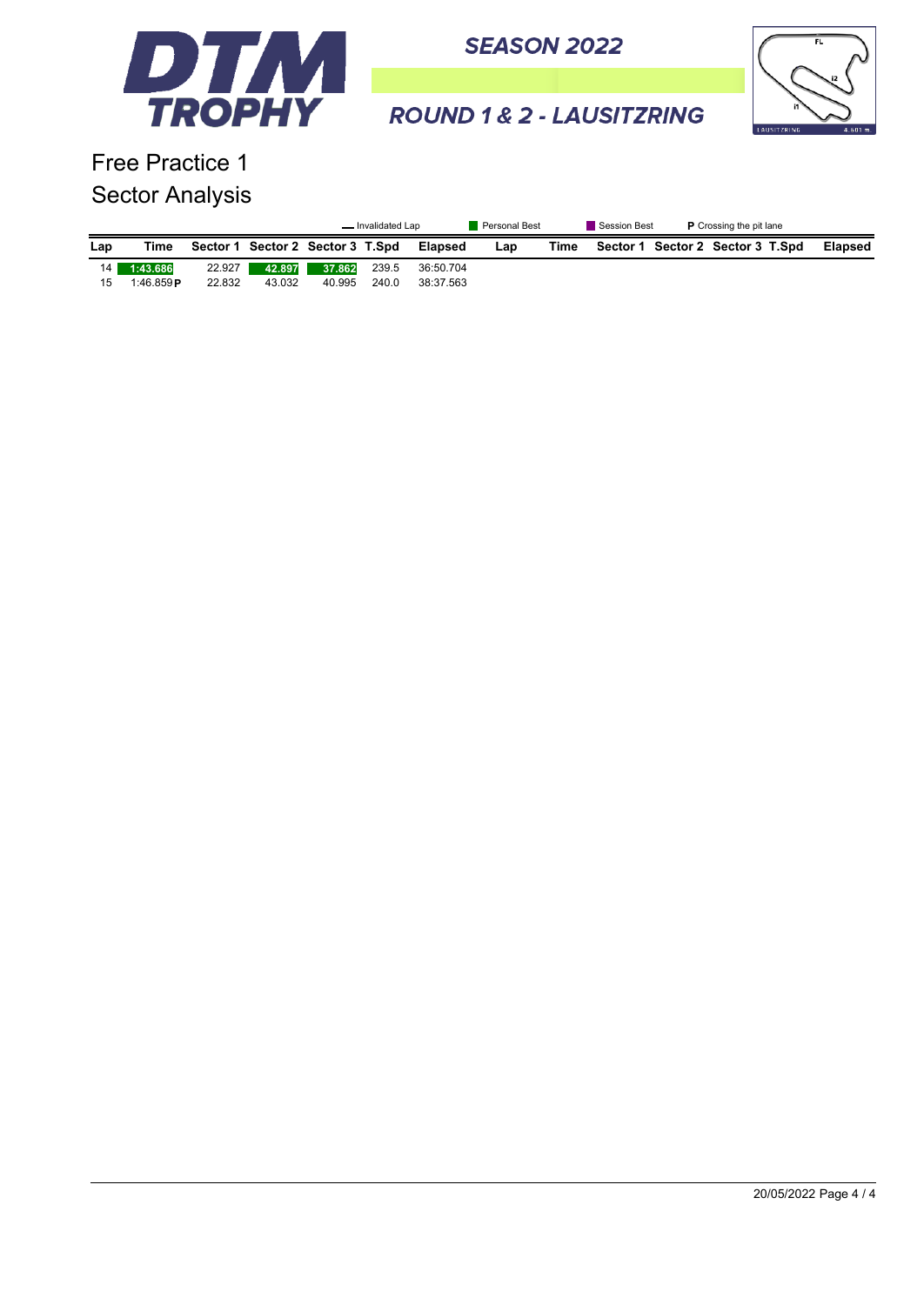SEASON 2022

ROUND 1 & 2 - LAUSITZRING

# Free Practice 1

## Sector Analysis

— Invalidated Lap | Personal Best | Session Best | **P** Crossing the pit lane

| Lap | Time | Sector 1 | Sector 2 | Sector 3 | T.Spd | Elapsed | Lap | Time | Sector 1 | Sector 2 | Sector 3 | T.Spd | Elapsed |
|---|---|---|---|---|---|---|---|---|---|---|---|---|---|
| 14 | 1:43.686 | 22.927 | 42.897 | 37.862 | 239.5 | 36:50.704 | | | | | | | |
| 15 | 1:46.859 **P** | 22.832 | 43.032 | 40.995 | 240.0 | 38:37.563 | | | | | | | |

20/05/2022